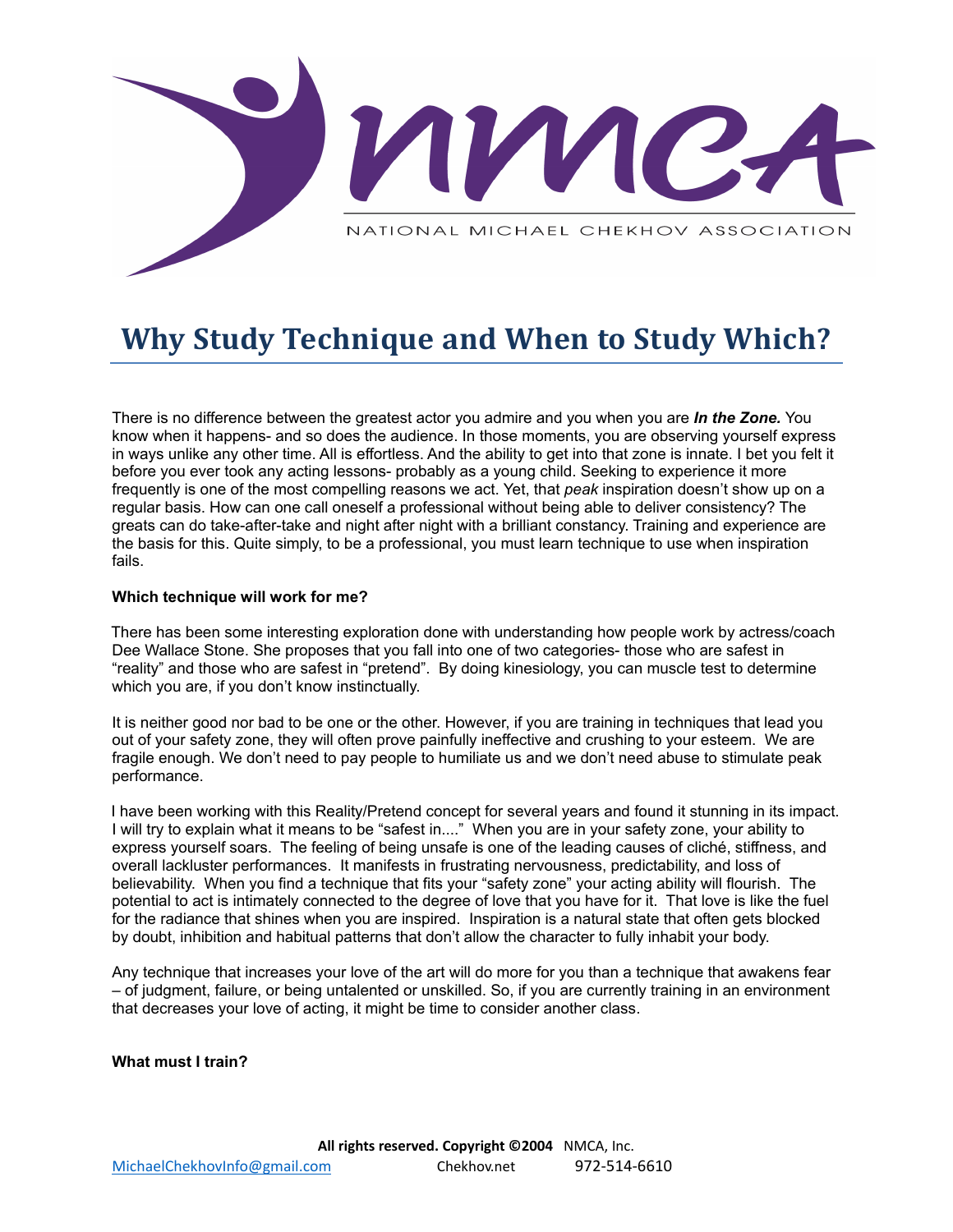NMCA

NATIONAL MICHAEL CHEKHOV ASSOCIATION

# Why Study Technique and When to Study Which?

There is no difference between the greatest actor you admire and you when you are ***In the Zone.*** You know when it happens- and so does the audience. In those moments, you are observing yourself express in ways unlike any other time. All is effortless. And the ability to get into that zone is innate. I bet you felt it before you ever took any acting lessons- probably as a young child. Seeking to experience it more frequently is one of the most compelling reasons we act. Yet, that *peak* inspiration doesn't show up on a regular basis. How can one call oneself a professional without being able to deliver consistency? The greats can do take-after-take and night after night with a brilliant constancy. Training and experience are the basis for this. Quite simply, to be a professional, you must learn technique to use when inspiration fails.

**Which technique will work for me?**

There has been some interesting exploration done with understanding how people work by actress/coach Dee Wallace Stone. She proposes that you fall into one of two categories- those who are safest in "reality" and those who are safest in "pretend". By doing kinesiology, you can muscle test to determine which you are, if you don't know instinctually.

It is neither good nor bad to be one or the other. However, if you are training in techniques that lead you out of your safety zone, they will often prove painfully ineffective and crushing to your esteem. We are fragile enough. We don't need to pay people to humiliate us and we don't need abuse to stimulate peak performance.

I have been working with this Reality/Pretend concept for several years and found it stunning in its impact. I will try to explain what it means to be "safest in...." When you are in your safety zone, your ability to express yourself soars. The feeling of being unsafe is one of the leading causes of cliché, stiffness, and overall lackluster performances. It manifests in frustrating nervousness, predictability, and loss of believability. When you find a technique that fits your "safety zone" your acting ability will flourish. The potential to act is intimately connected to the degree of love that you have for it. That love is like the fuel for the radiance that shines when you are inspired. Inspiration is a natural state that often gets blocked by doubt, inhibition and habitual patterns that don't allow the character to fully inhabit your body.

Any technique that increases your love of the art will do more for you than a technique that awakens fear – of judgment, failure, or being untalented or unskilled. So, if you are currently training in an environment that decreases your love of acting, it might be time to consider another class.

**What must I train?**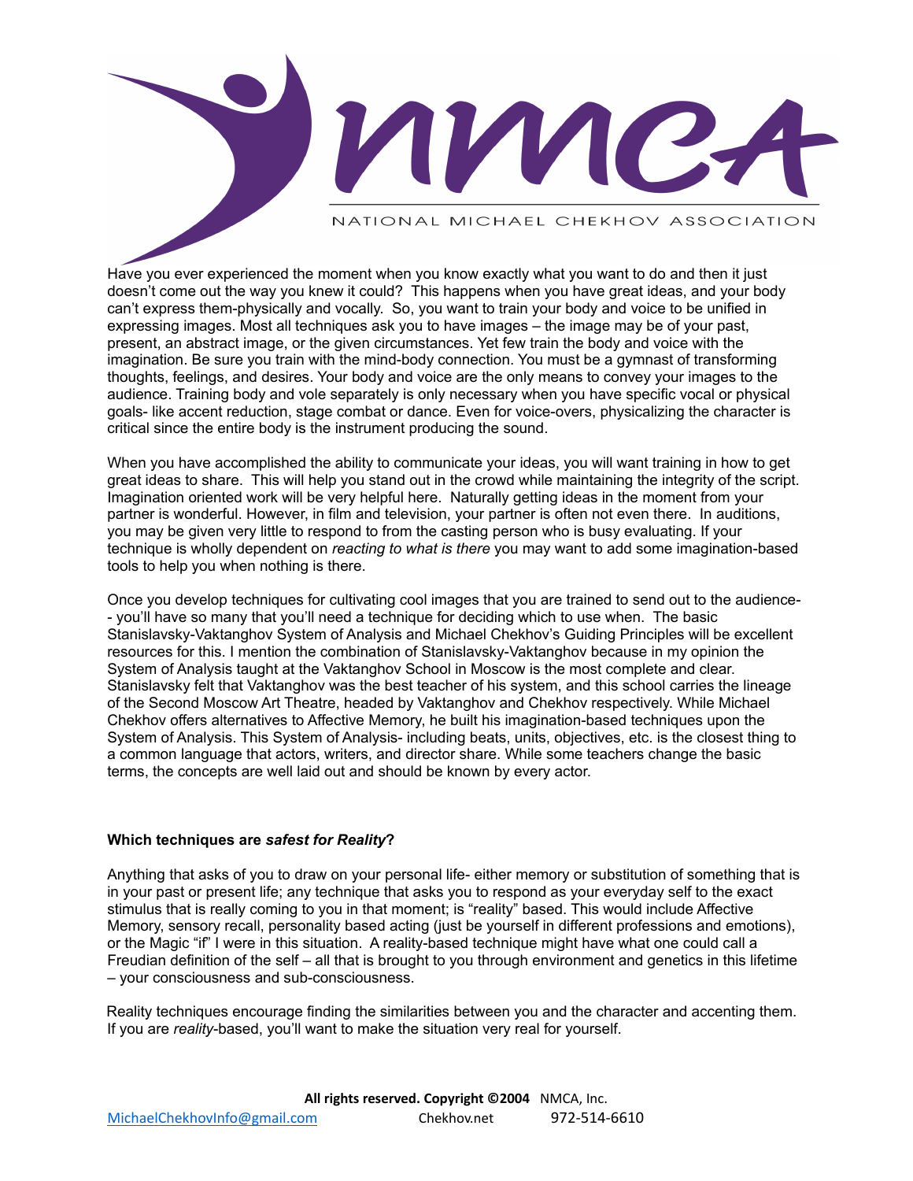Have you ever experienced the moment when you know exactly what you want to do and then it just doesn't come out the way you knew it could? This happens when you have great ideas, and your body can't express them-physically and vocally. So, you want to train your body and voice to be unified in expressing images. Most all techniques ask you to have images – the image may be of your past, present, an abstract image, or the given circumstances. Yet few train the body and voice with the imagination. Be sure you train with the mind-body connection. You must be a gymnast of transforming thoughts, feelings, and desires. Your body and voice are the only means to convey your images to the audience. Training body and vole separately is only necessary when you have specific vocal or physical goals- like accent reduction, stage combat or dance. Even for voice-overs, physicalizing the character is critical since the entire body is the instrument producing the sound.

When you have accomplished the ability to communicate your ideas, you will want training in how to get great ideas to share. This will help you stand out in the crowd while maintaining the integrity of the script. Imagination oriented work will be very helpful here. Naturally getting ideas in the moment from your partner is wonderful. However, in film and television, your partner is often not even there. In auditions, you may be given very little to respond to from the casting person who is busy evaluating. If your technique is wholly dependent on *reacting to what is there* you may want to add some imagination-based tools to help you when nothing is there.

Once you develop techniques for cultivating cool images that you are trained to send out to the audience-- you'll have so many that you'll need a technique for deciding which to use when. The basic Stanislavsky-Vaktanghov System of Analysis and Michael Chekhov's Guiding Principles will be excellent resources for this. I mention the combination of Stanislavsky-Vaktanghov because in my opinion the System of Analysis taught at the Vaktanghov School in Moscow is the most complete and clear. Stanislavsky felt that Vaktanghov was the best teacher of his system, and this school carries the lineage of the Second Moscow Art Theatre, headed by Vaktanghov and Chekhov respectively. While Michael Chekhov offers alternatives to Affective Memory, he built his imagination-based techniques upon the System of Analysis. This System of Analysis- including beats, units, objectives, etc. is the closest thing to a common language that actors, writers, and director share. While some teachers change the basic terms, the concepts are well laid out and should be known by every actor.

**Which techniques are *safest for Reality*?**

Anything that asks of you to draw on your personal life- either memory or substitution of something that is in your past or present life; any technique that asks you to respond as your everyday self to the exact stimulus that is really coming to you in that moment; is "reality" based. This would include Affective Memory, sensory recall, personality based acting (just be yourself in different professions and emotions), or the Magic "if" I were in this situation. A reality-based technique might have what one could call a Freudian definition of the self – all that is brought to you through environment and genetics in this lifetime – your consciousness and sub-consciousness.

Reality techniques encourage finding the similarities between you and the character and accenting them. If you are *reality*-based, you'll want to make the situation very real for yourself.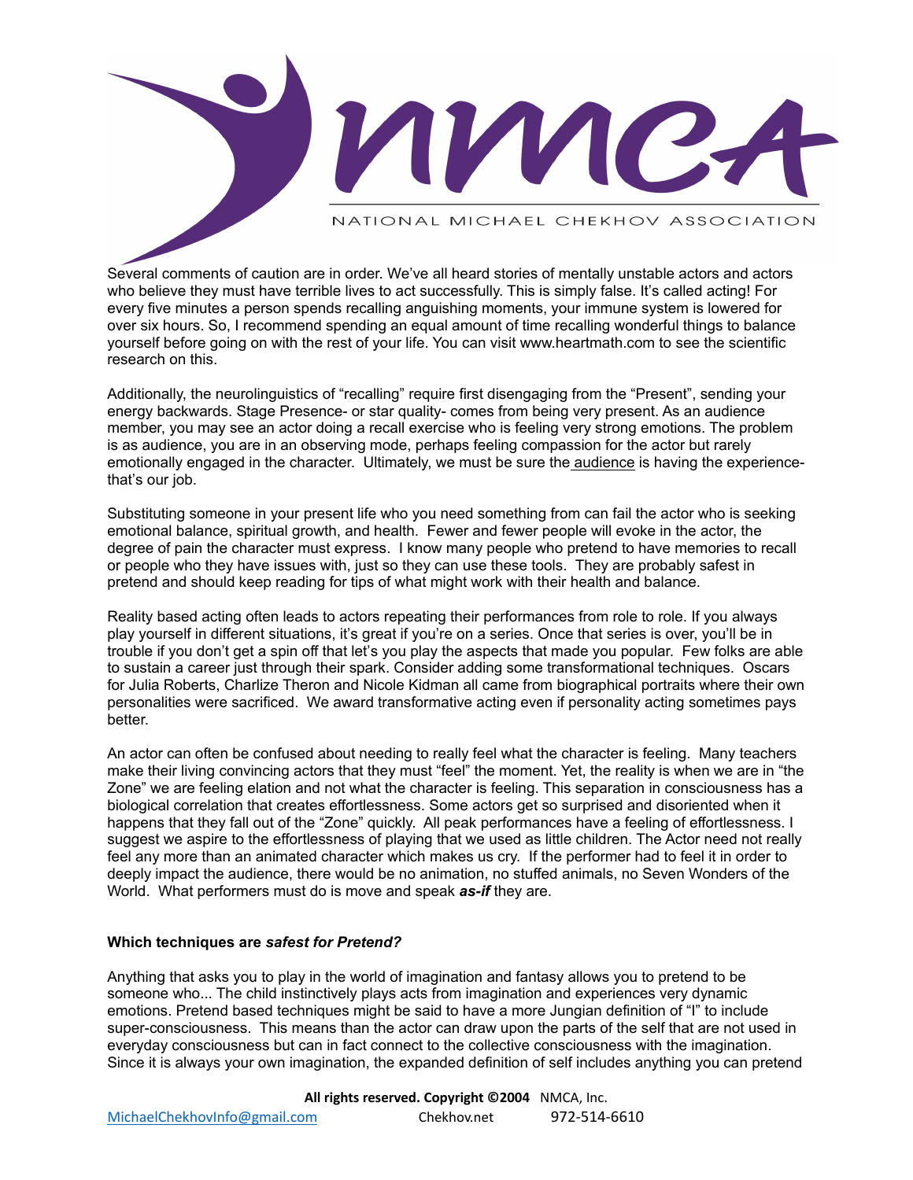Several comments of caution are in order. We've all heard stories of mentally unstable actors and actors who believe they must have terrible lives to act successfully. This is simply false. It's called acting! For every five minutes a person spends recalling anguishing moments, your immune system is lowered for over six hours. So, I recommend spending an equal amount of time recalling wonderful things to balance yourself before going on with the rest of your life. You can visit www.heartmath.com to see the scientific research on this.

Additionally, the neurolinguistics of "recalling" require first disengaging from the "Present", sending your energy backwards. Stage Presence- or star quality- comes from being very present. As an audience member, you may see an actor doing a recall exercise who is feeling very strong emotions. The problem is as audience, you are in an observing mode, perhaps feeling compassion for the actor but rarely emotionally engaged in the character. Ultimately, we must be sure the audience is having the experience- that's our job.

Substituting someone in your present life who you need something from can fail the actor who is seeking emotional balance, spiritual growth, and health. Fewer and fewer people will evoke in the actor, the degree of pain the character must express. I know many people who pretend to have memories to recall or people who they have issues with, just so they can use these tools. They are probably safest in pretend and should keep reading for tips of what might work with their health and balance.

Reality based acting often leads to actors repeating their performances from role to role. If you always play yourself in different situations, it's great if you're on a series. Once that series is over, you'll be in trouble if you don't get a spin off that let's you play the aspects that made you popular. Few folks are able to sustain a career just through their spark. Consider adding some transformational techniques. Oscars for Julia Roberts, Charlize Theron and Nicole Kidman all came from biographical portraits where their own personalities were sacrificed. We award transformative acting even if personality acting sometimes pays better.

An actor can often be confused about needing to really feel what the character is feeling. Many teachers make their living convincing actors that they must "feel" the moment. Yet, the reality is when we are in "the Zone" we are feeling elation and not what the character is feeling. This separation in consciousness has a biological correlation that creates effortlessness. Some actors get so surprised and disoriented when it happens that they fall out of the "Zone" quickly. All peak performances have a feeling of effortlessness. I suggest we aspire to the effortlessness of playing that we used as little children. The Actor need not really feel any more than an animated character which makes us cry. If the performer had to feel it in order to deeply impact the audience, there would be no animation, no stuffed animals, no Seven Wonders of the World. What performers must do is move and speak ***as-if*** they are.

**Which techniques are *safest for Pretend?***

Anything that asks you to play in the world of imagination and fantasy allows you to pretend to be someone who... The child instinctively plays acts from imagination and experiences very dynamic emotions. Pretend based techniques might be said to have a more Jungian definition of "I" to include super-consciousness. This means than the actor can draw upon the parts of the self that are not used in everyday consciousness but can in fact connect to the collective consciousness with the imagination. Since it is always your own imagination, the expanded definition of self includes anything you can pretend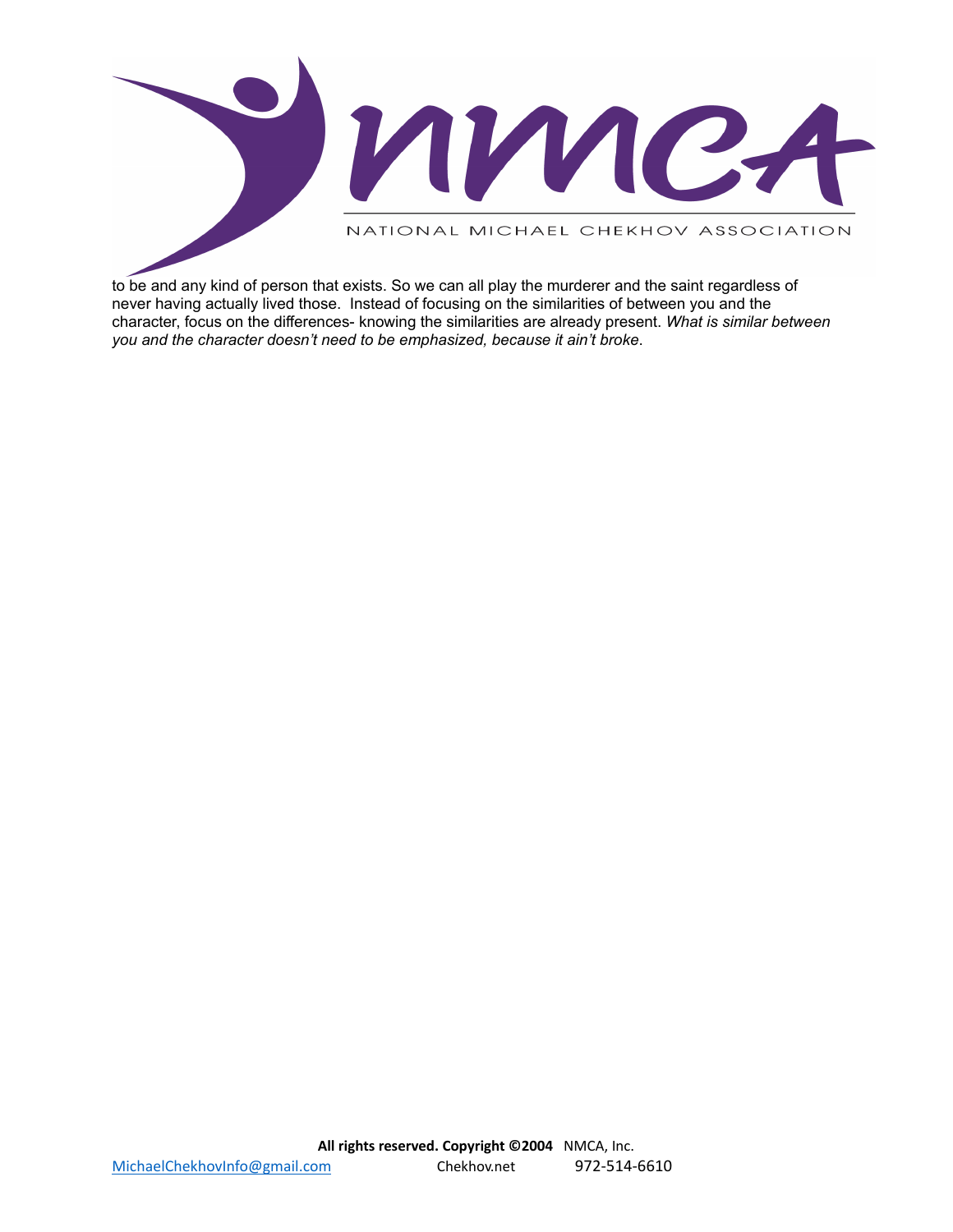to be and any kind of person that exists. So we can all play the murderer and the saint regardless of never having actually lived those. Instead of focusing on the similarities of between you and the character, focus on the differences- knowing the similarities are already present. *What is similar between you and the character doesn't need to be emphasized, because it ain't broke*.